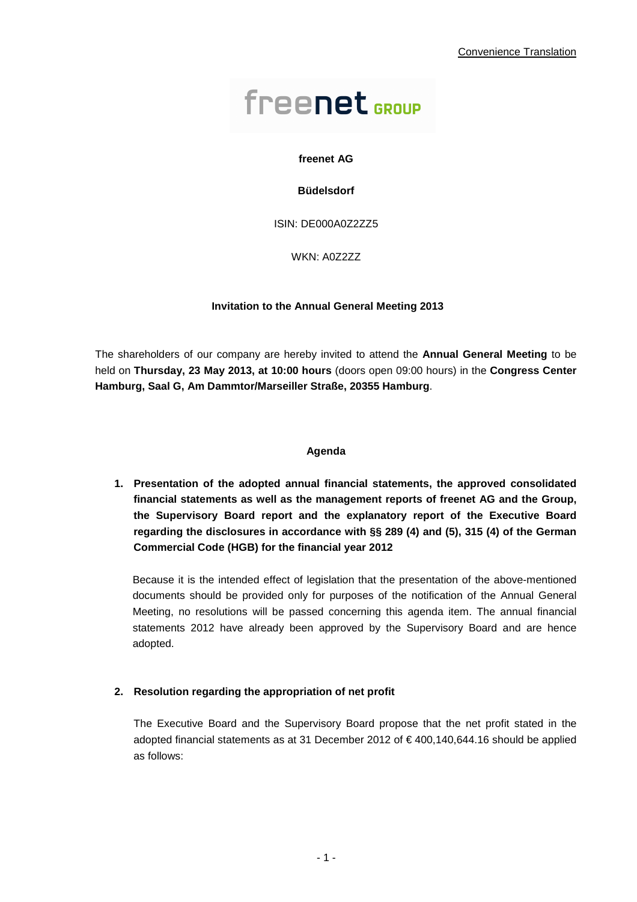Convenience Translation

freenet GROUP

**freenet AG**

**Büdelsdorf**

ISIN: DE000A0Z2ZZ5

WKN: A0Z2ZZ

**Invitation to the Annual General Meeting 2013**

The shareholders of our company are hereby invited to attend the **Annual General Meeting** to be held on **Thursday, 23 May 2013, at 10:00 hours** (doors open 09:00 hours) in the **Congress Center Hamburg, Saal G, Am Dammtor/Marseiller Straße, 20355 Hamburg**.

## Agenda

**1. Presentation of the adopted annual financial statements, the approved consolidated financial statements as well as the management reports of freenet AG and the Group, the Supervisory Board report and the explanatory report of the Executive Board regarding the disclosures in accordance with §§ 289 (4) and (5), 315 (4) of the German Commercial Code (HGB) for the financial year 2012**

Because it is the intended effect of legislation that the presentation of the above-mentioned documents should be provided only for purposes of the notification of the Annual General Meeting, no resolutions will be passed concerning this agenda item. The annual financial statements 2012 have already been approved by the Supervisory Board and are hence adopted.

**2. Resolution regarding the appropriation of net profit**

The Executive Board and the Supervisory Board propose that the net profit stated in the adopted financial statements as at 31 December 2012 of € 400,140,644.16 should be applied as follows: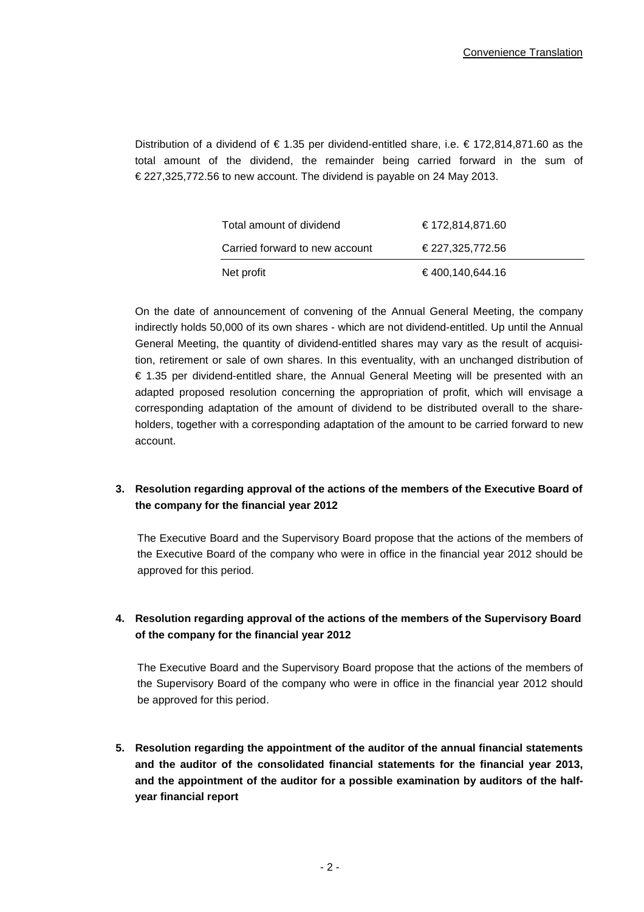Distribution of a dividend of € 1.35 per dividend-entitled share, i.e. € 172,814,871.60 as the total amount of the dividend, the remainder being carried forward in the sum of € 227,325,772.56 to new account. The dividend is payable on 24 May 2013.

| | |
|---|---|
| Total amount of dividend | € 172,814,871.60 |
| Carried forward to new account | € 227,325,772.56 |
| Net profit | € 400,140,644.16 |

On the date of announcement of convening of the Annual General Meeting, the company indirectly holds 50,000 of its own shares - which are not dividend-entitled. Up until the Annual General Meeting, the quantity of dividend-entitled shares may vary as the result of acquisition, retirement or sale of own shares. In this eventuality, with an unchanged distribution of € 1.35 per dividend-entitled share, the Annual General Meeting will be presented with an adapted proposed resolution concerning the appropriation of profit, which will envisage a corresponding adaptation of the amount of dividend to be distributed overall to the shareholders, together with a corresponding adaptation of the amount to be carried forward to new account.

**3. Resolution regarding approval of the actions of the members of the Executive Board of the company for the financial year 2012**

The Executive Board and the Supervisory Board propose that the actions of the members of the Executive Board of the company who were in office in the financial year 2012 should be approved for this period.

**4. Resolution regarding approval of the actions of the members of the Supervisory Board of the company for the financial year 2012**

The Executive Board and the Supervisory Board propose that the actions of the members of the Supervisory Board of the company who were in office in the financial year 2012 should be approved for this period.

**5. Resolution regarding the appointment of the auditor of the annual financial statements and the auditor of the consolidated financial statements for the financial year 2013, and the appointment of the auditor for a possible examination by auditors of the half-year financial report**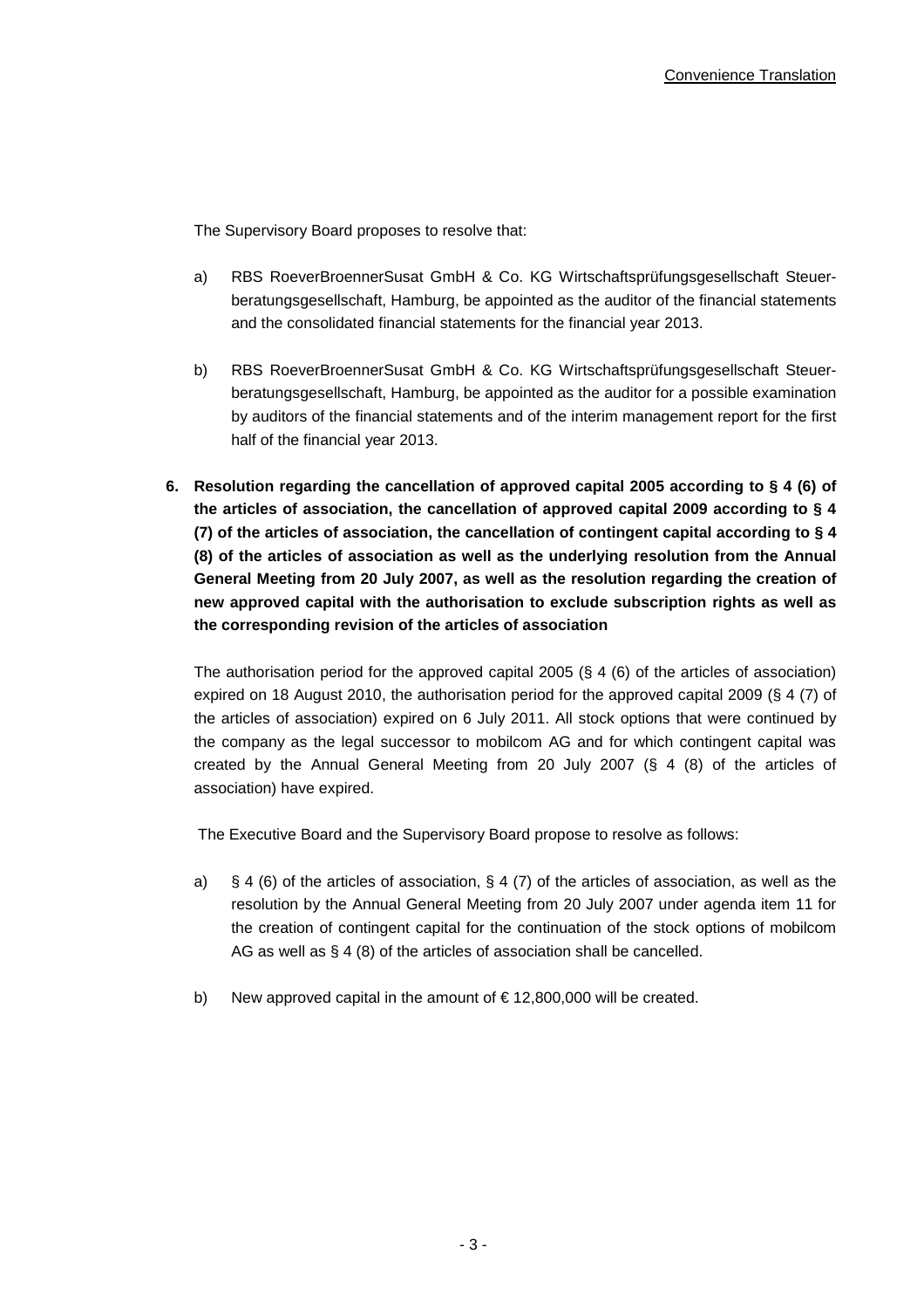The Supervisory Board proposes to resolve that:

a) RBS RoeverBroennerSusat GmbH & Co. KG Wirtschaftsprüfungsgesellschaft Steuerberatungsgesellschaft, Hamburg, be appointed as the auditor of the financial statements and the consolidated financial statements for the financial year 2013.

b) RBS RoeverBroennerSusat GmbH & Co. KG Wirtschaftsprüfungsgesellschaft Steuerberatungsgesellschaft, Hamburg, be appointed as the auditor for a possible examination by auditors of the financial statements and of the interim management report for the first half of the financial year 2013.

**6. Resolution regarding the cancellation of approved capital 2005 according to § 4 (6) of the articles of association, the cancellation of approved capital 2009 according to § 4 (7) of the articles of association, the cancellation of contingent capital according to § 4 (8) of the articles of association as well as the underlying resolution from the Annual General Meeting from 20 July 2007, as well as the resolution regarding the creation of new approved capital with the authorisation to exclude subscription rights as well as the corresponding revision of the articles of association**

The authorisation period for the approved capital 2005 (§ 4 (6) of the articles of association) expired on 18 August 2010, the authorisation period for the approved capital 2009 (§ 4 (7) of the articles of association) expired on 6 July 2011. All stock options that were continued by the company as the legal successor to mobilcom AG and for which contingent capital was created by the Annual General Meeting from 20 July 2007 (§ 4 (8) of the articles of association) have expired.

The Executive Board and the Supervisory Board propose to resolve as follows:

a) § 4 (6) of the articles of association, § 4 (7) of the articles of association, as well as the resolution by the Annual General Meeting from 20 July 2007 under agenda item 11 for the creation of contingent capital for the continuation of the stock options of mobilcom AG as well as § 4 (8) of the articles of association shall be cancelled.

b) New approved capital in the amount of € 12,800,000 will be created.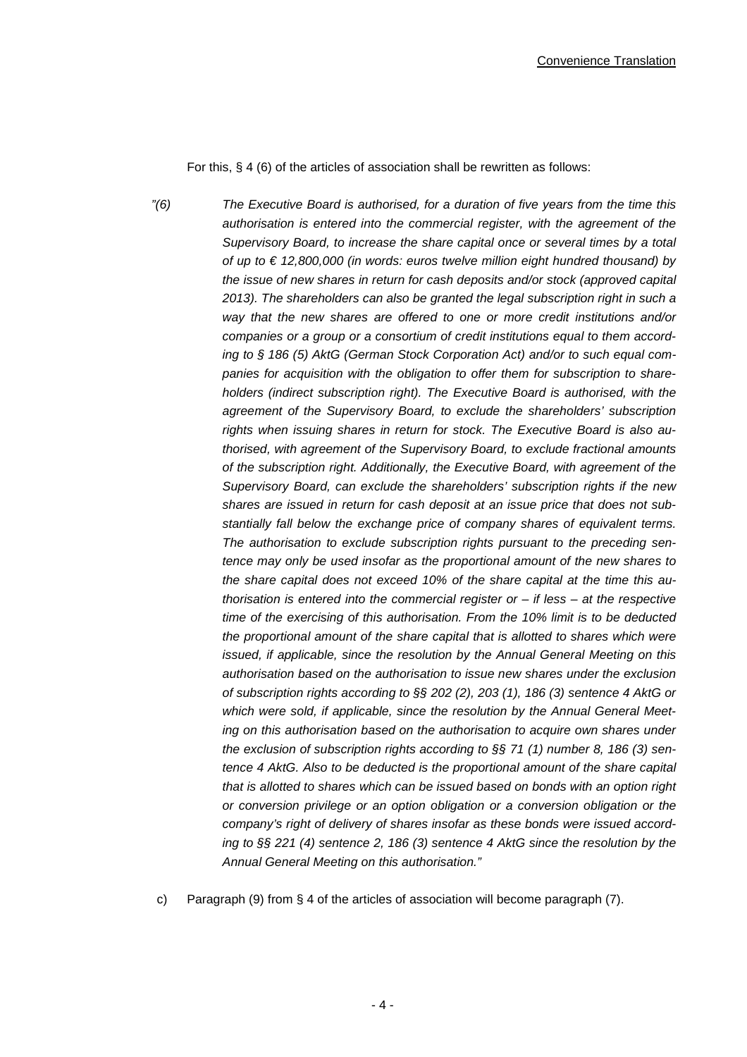For this, § 4 (6) of the articles of association shall be rewritten as follows:

*"(6) The Executive Board is authorised, for a duration of five years from the time this authorisation is entered into the commercial register, with the agreement of the Supervisory Board, to increase the share capital once or several times by a total of up to € 12,800,000 (in words: euros twelve million eight hundred thousand) by the issue of new shares in return for cash deposits and/or stock (approved capital 2013). The shareholders can also be granted the legal subscription right in such a way that the new shares are offered to one or more credit institutions and/or companies or a group or a consortium of credit institutions equal to them according to § 186 (5) AktG (German Stock Corporation Act) and/or to such equal companies for acquisition with the obligation to offer them for subscription to shareholders (indirect subscription right). The Executive Board is authorised, with the agreement of the Supervisory Board, to exclude the shareholders' subscription rights when issuing shares in return for stock. The Executive Board is also authorised, with agreement of the Supervisory Board, to exclude fractional amounts of the subscription right. Additionally, the Executive Board, with agreement of the Supervisory Board, can exclude the shareholders' subscription rights if the new shares are issued in return for cash deposit at an issue price that does not substantially fall below the exchange price of company shares of equivalent terms. The authorisation to exclude subscription rights pursuant to the preceding sentence may only be used insofar as the proportional amount of the new shares to the share capital does not exceed 10% of the share capital at the time this authorisation is entered into the commercial register or – if less – at the respective time of the exercising of this authorisation. From the 10% limit is to be deducted the proportional amount of the share capital that is allotted to shares which were issued, if applicable, since the resolution by the Annual General Meeting on this authorisation based on the authorisation to issue new shares under the exclusion of subscription rights according to §§ 202 (2), 203 (1), 186 (3) sentence 4 AktG or which were sold, if applicable, since the resolution by the Annual General Meeting on this authorisation based on the authorisation to acquire own shares under the exclusion of subscription rights according to §§ 71 (1) number 8, 186 (3) sentence 4 AktG. Also to be deducted is the proportional amount of the share capital that is allotted to shares which can be issued based on bonds with an option right or conversion privilege or an option obligation or a conversion obligation or the company's right of delivery of shares insofar as these bonds were issued according to §§ 221 (4) sentence 2, 186 (3) sentence 4 AktG since the resolution by the Annual General Meeting on this authorisation."*

c) Paragraph (9) from § 4 of the articles of association will become paragraph (7).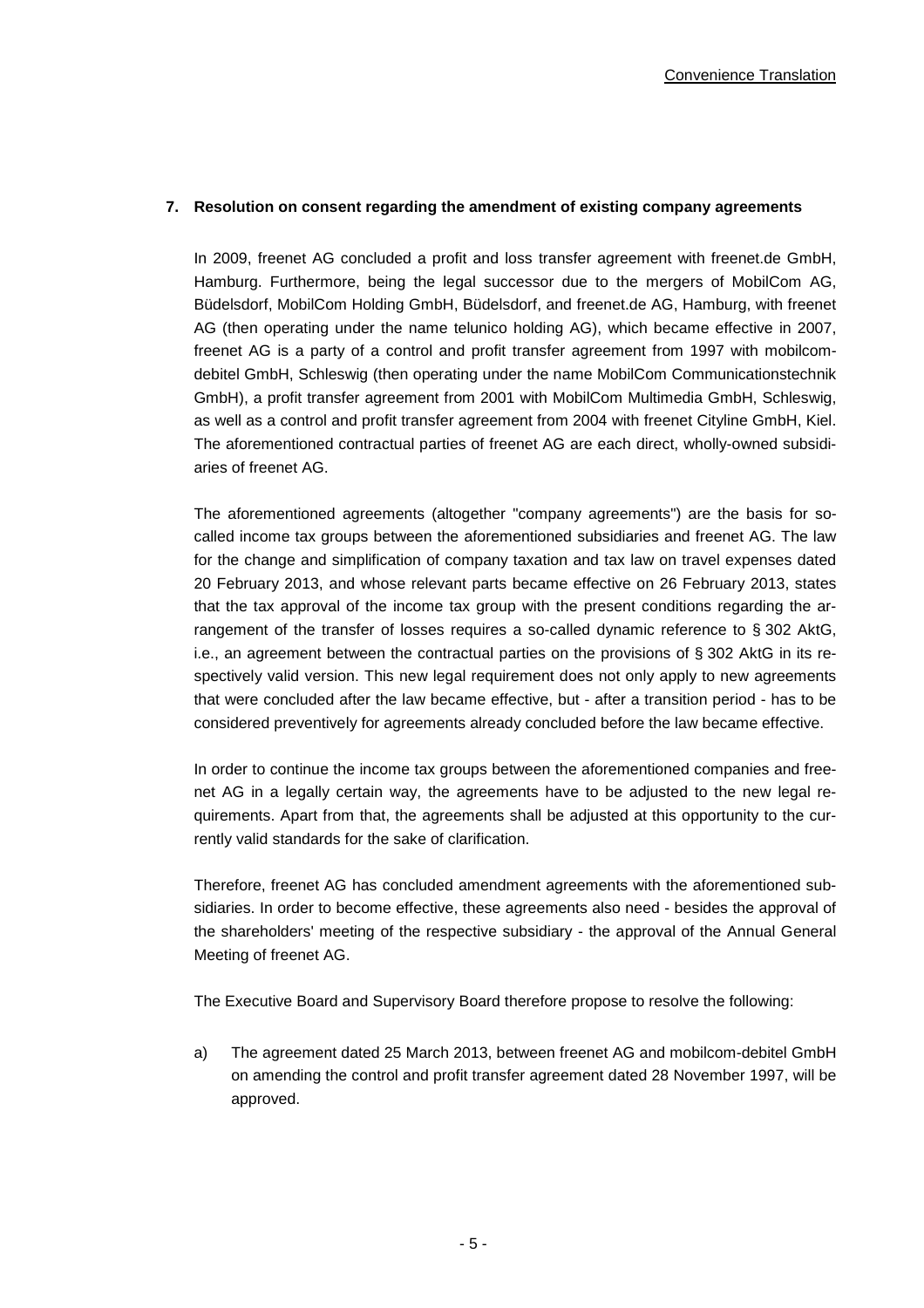Convenience Translation

## 7. Resolution on consent regarding the amendment of existing company agreements

In 2009, freenet AG concluded a profit and loss transfer agreement with freenet.de GmbH, Hamburg. Furthermore, being the legal successor due to the mergers of MobilCom AG, Büdelsdorf, MobilCom Holding GmbH, Büdelsdorf, and freenet.de AG, Hamburg, with freenet AG (then operating under the name telunico holding AG), which became effective in 2007, freenet AG is a party of a control and profit transfer agreement from 1997 with mobilcom-debitel GmbH, Schleswig (then operating under the name MobilCom Communicationstechnik GmbH), a profit transfer agreement from 2001 with MobilCom Multimedia GmbH, Schleswig, as well as a control and profit transfer agreement from 2004 with freenet Cityline GmbH, Kiel. The aforementioned contractual parties of freenet AG are each direct, wholly-owned subsidiaries of freenet AG.

The aforementioned agreements (altogether "company agreements") are the basis for so-called income tax groups between the aforementioned subsidiaries and freenet AG. The law for the change and simplification of company taxation and tax law on travel expenses dated 20 February 2013, and whose relevant parts became effective on 26 February 2013, states that the tax approval of the income tax group with the present conditions regarding the arrangement of the transfer of losses requires a so-called dynamic reference to § 302 AktG, i.e., an agreement between the contractual parties on the provisions of § 302 AktG in its respectively valid version. This new legal requirement does not only apply to new agreements that were concluded after the law became effective, but - after a transition period - has to be considered preventively for agreements already concluded before the law became effective.

In order to continue the income tax groups between the aforementioned companies and freenet AG in a legally certain way, the agreements have to be adjusted to the new legal requirements. Apart from that, the agreements shall be adjusted at this opportunity to the currently valid standards for the sake of clarification.

Therefore, freenet AG has concluded amendment agreements with the aforementioned subsidiaries. In order to become effective, these agreements also need - besides the approval of the shareholders' meeting of the respective subsidiary - the approval of the Annual General Meeting of freenet AG.

The Executive Board and Supervisory Board therefore propose to resolve the following:

a) The agreement dated 25 March 2013, between freenet AG and mobilcom-debitel GmbH on amending the control and profit transfer agreement dated 28 November 1997, will be approved.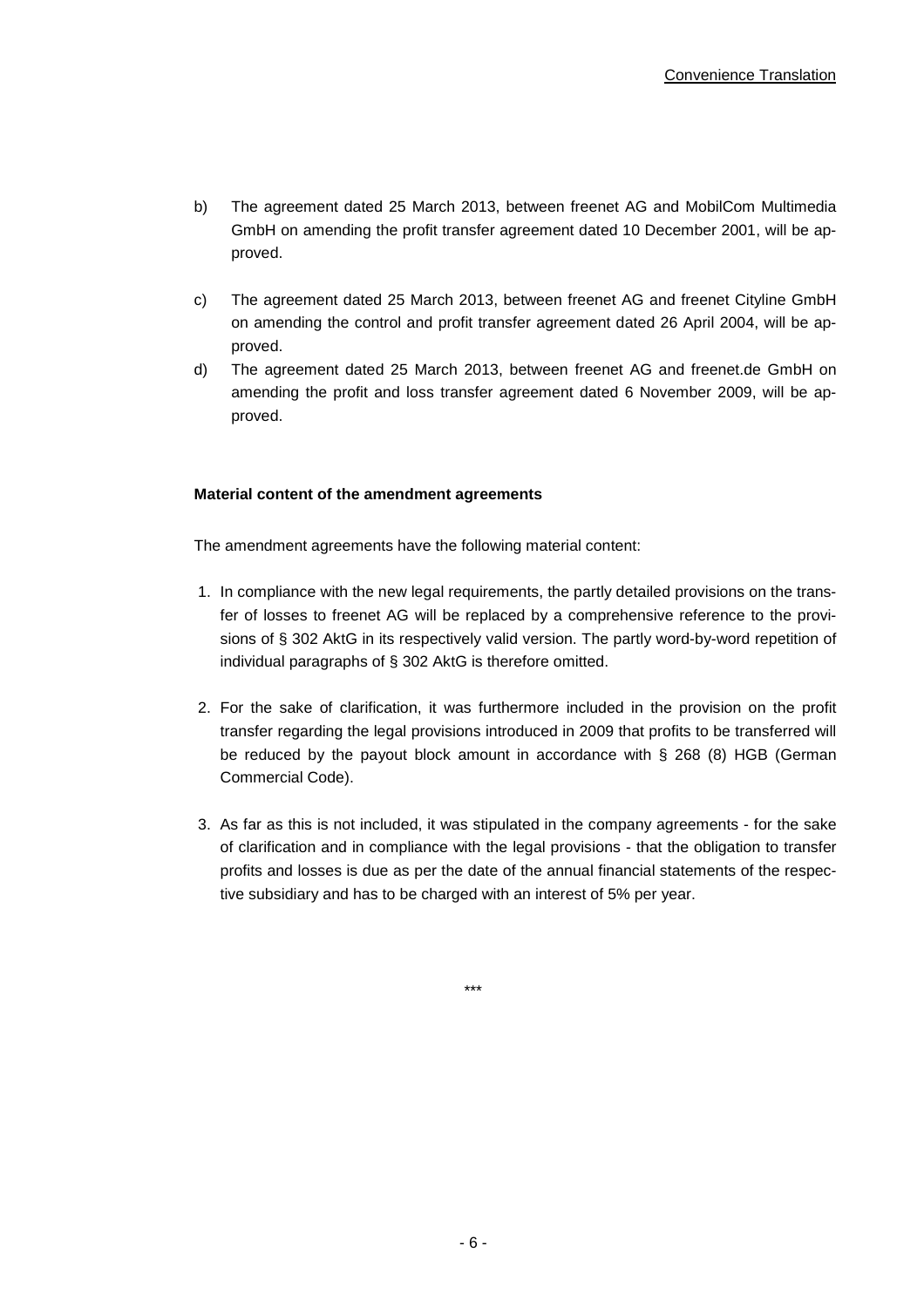b) The agreement dated 25 March 2013, between freenet AG and MobilCom Multimedia GmbH on amending the profit transfer agreement dated 10 December 2001, will be approved.

c) The agreement dated 25 March 2013, between freenet AG and freenet Cityline GmbH on amending the control and profit transfer agreement dated 26 April 2004, will be approved.

d) The agreement dated 25 March 2013, between freenet AG and freenet.de GmbH on amending the profit and loss transfer agreement dated 6 November 2009, will be approved.

**Material content of the amendment agreements**

The amendment agreements have the following material content:

1. In compliance with the new legal requirements, the partly detailed provisions on the transfer of losses to freenet AG will be replaced by a comprehensive reference to the provisions of § 302 AktG in its respectively valid version. The partly word-by-word repetition of individual paragraphs of § 302 AktG is therefore omitted.

2. For the sake of clarification, it was furthermore included in the provision on the profit transfer regarding the legal provisions introduced in 2009 that profits to be transferred will be reduced by the payout block amount in accordance with § 268 (8) HGB (German Commercial Code).

3. As far as this is not included, it was stipulated in the company agreements - for the sake of clarification and in compliance with the legal provisions - that the obligation to transfer profits and losses is due as per the date of the annual financial statements of the respective subsidiary and has to be charged with an interest of 5% per year.

\*\*\*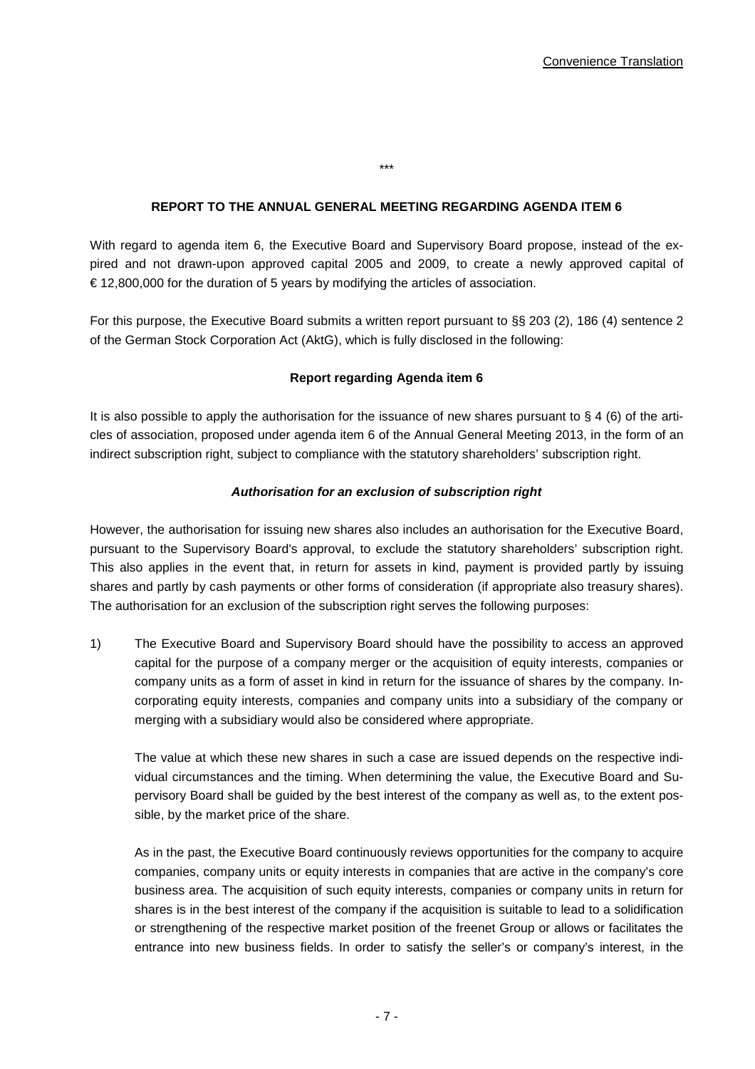Convenience Translation

\*\*\*

**REPORT TO THE ANNUAL GENERAL MEETING REGARDING AGENDA ITEM 6**

With regard to agenda item 6, the Executive Board and Supervisory Board propose, instead of the expired and not drawn-upon approved capital 2005 and 2009, to create a newly approved capital of € 12,800,000 for the duration of 5 years by modifying the articles of association.

For this purpose, the Executive Board submits a written report pursuant to §§ 203 (2), 186 (4) sentence 2 of the German Stock Corporation Act (AktG), which is fully disclosed in the following:

**Report regarding Agenda item 6**

It is also possible to apply the authorisation for the issuance of new shares pursuant to § 4 (6) of the articles of association, proposed under agenda item 6 of the Annual General Meeting 2013, in the form of an indirect subscription right, subject to compliance with the statutory shareholders' subscription right.

***Authorisation for an exclusion of subscription right***

However, the authorisation for issuing new shares also includes an authorisation for the Executive Board, pursuant to the Supervisory Board's approval, to exclude the statutory shareholders' subscription right. This also applies in the event that, in return for assets in kind, payment is provided partly by issuing shares and partly by cash payments or other forms of consideration (if appropriate also treasury shares). The authorisation for an exclusion of the subscription right serves the following purposes:

1) The Executive Board and Supervisory Board should have the possibility to access an approved capital for the purpose of a company merger or the acquisition of equity interests, companies or company units as a form of asset in kind in return for the issuance of shares by the company. Incorporating equity interests, companies and company units into a subsidiary of the company or merging with a subsidiary would also be considered where appropriate.

   The value at which these new shares in such a case are issued depends on the respective individual circumstances and the timing. When determining the value, the Executive Board and Supervisory Board shall be guided by the best interest of the company as well as, to the extent possible, by the market price of the share.

   As in the past, the Executive Board continuously reviews opportunities for the company to acquire companies, company units or equity interests in companies that are active in the company's core business area. The acquisition of such equity interests, companies or company units in return for shares is in the best interest of the company if the acquisition is suitable to lead to a solidification or strengthening of the respective market position of the freenet Group or allows or facilitates the entrance into new business fields. In order to satisfy the seller's or company's interest, in the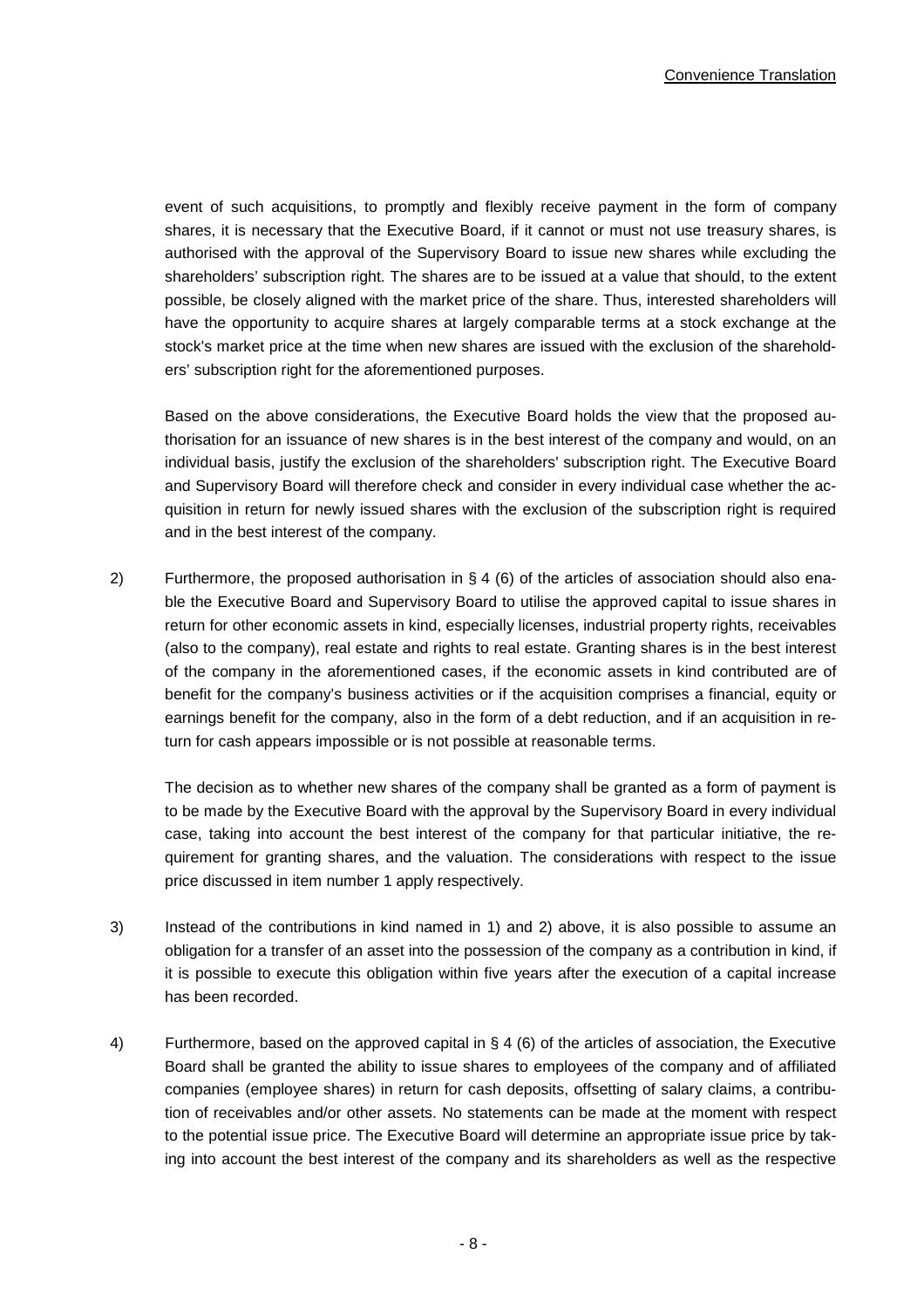event of such acquisitions, to promptly and flexibly receive payment in the form of company shares, it is necessary that the Executive Board, if it cannot or must not use treasury shares, is authorised with the approval of the Supervisory Board to issue new shares while excluding the shareholders' subscription right. The shares are to be issued at a value that should, to the extent possible, be closely aligned with the market price of the share. Thus, interested shareholders will have the opportunity to acquire shares at largely comparable terms at a stock exchange at the stock's market price at the time when new shares are issued with the exclusion of the shareholders' subscription right for the aforementioned purposes.

Based on the above considerations, the Executive Board holds the view that the proposed authorisation for an issuance of new shares is in the best interest of the company and would, on an individual basis, justify the exclusion of the shareholders' subscription right. The Executive Board and Supervisory Board will therefore check and consider in every individual case whether the acquisition in return for newly issued shares with the exclusion of the subscription right is required and in the best interest of the company.

2) Furthermore, the proposed authorisation in § 4 (6) of the articles of association should also enable the Executive Board and Supervisory Board to utilise the approved capital to issue shares in return for other economic assets in kind, especially licenses, industrial property rights, receivables (also to the company), real estate and rights to real estate. Granting shares is in the best interest of the company in the aforementioned cases, if the economic assets in kind contributed are of benefit for the company's business activities or if the acquisition comprises a financial, equity or earnings benefit for the company, also in the form of a debt reduction, and if an acquisition in return for cash appears impossible or is not possible at reasonable terms.

   The decision as to whether new shares of the company shall be granted as a form of payment is to be made by the Executive Board with the approval by the Supervisory Board in every individual case, taking into account the best interest of the company for that particular initiative, the requirement for granting shares, and the valuation. The considerations with respect to the issue price discussed in item number 1 apply respectively.

3) Instead of the contributions in kind named in 1) and 2) above, it is also possible to assume an obligation for a transfer of an asset into the possession of the company as a contribution in kind, if it is possible to execute this obligation within five years after the execution of a capital increase has been recorded.

4) Furthermore, based on the approved capital in § 4 (6) of the articles of association, the Executive Board shall be granted the ability to issue shares to employees of the company and of affiliated companies (employee shares) in return for cash deposits, offsetting of salary claims, a contribution of receivables and/or other assets. No statements can be made at the moment with respect to the potential issue price. The Executive Board will determine an appropriate issue price by taking into account the best interest of the company and its shareholders as well as the respective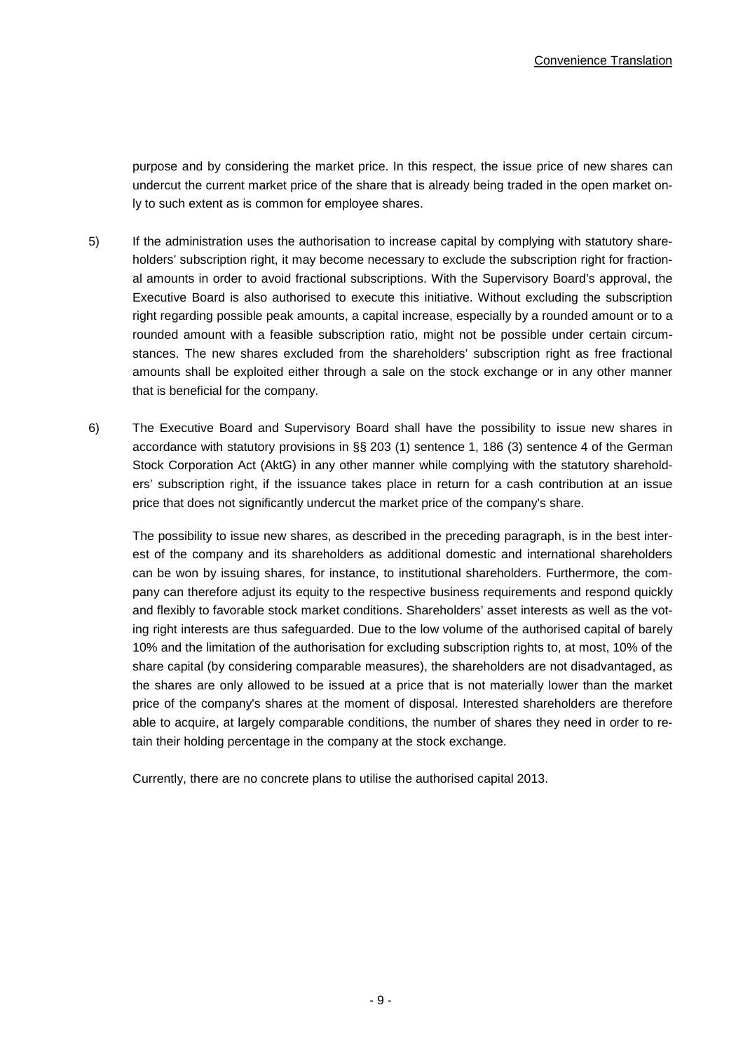purpose and by considering the market price. In this respect, the issue price of new shares can undercut the current market price of the share that is already being traded in the open market only to such extent as is common for employee shares.

5) If the administration uses the authorisation to increase capital by complying with statutory shareholders' subscription right, it may become necessary to exclude the subscription right for fractional amounts in order to avoid fractional subscriptions. With the Supervisory Board's approval, the Executive Board is also authorised to execute this initiative. Without excluding the subscription right regarding possible peak amounts, a capital increase, especially by a rounded amount or to a rounded amount with a feasible subscription ratio, might not be possible under certain circumstances. The new shares excluded from the shareholders' subscription right as free fractional amounts shall be exploited either through a sale on the stock exchange or in any other manner that is beneficial for the company.

6) The Executive Board and Supervisory Board shall have the possibility to issue new shares in accordance with statutory provisions in §§ 203 (1) sentence 1, 186 (3) sentence 4 of the German Stock Corporation Act (AktG) in any other manner while complying with the statutory shareholders' subscription right, if the issuance takes place in return for a cash contribution at an issue price that does not significantly undercut the market price of the company's share.

   The possibility to issue new shares, as described in the preceding paragraph, is in the best interest of the company and its shareholders as additional domestic and international shareholders can be won by issuing shares, for instance, to institutional shareholders. Furthermore, the company can therefore adjust its equity to the respective business requirements and respond quickly and flexibly to favorable stock market conditions. Shareholders' asset interests as well as the voting right interests are thus safeguarded. Due to the low volume of the authorised capital of barely 10% and the limitation of the authorisation for excluding subscription rights to, at most, 10% of the share capital (by considering comparable measures), the shareholders are not disadvantaged, as the shares are only allowed to be issued at a price that is not materially lower than the market price of the company's shares at the moment of disposal. Interested shareholders are therefore able to acquire, at largely comparable conditions, the number of shares they need in order to retain their holding percentage in the company at the stock exchange.

   Currently, there are no concrete plans to utilise the authorised capital 2013.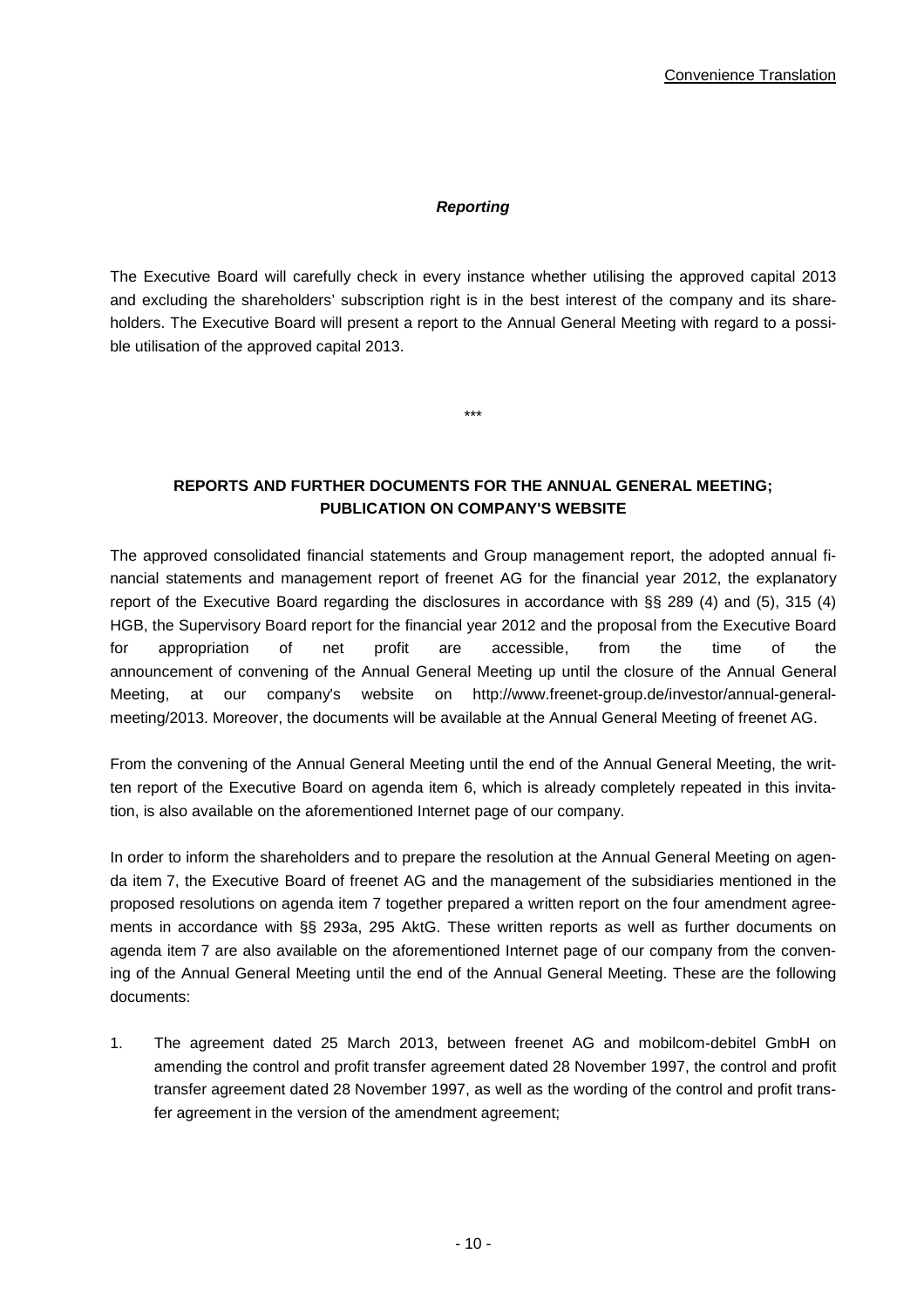Convenience Translation

***Reporting***

The Executive Board will carefully check in every instance whether utilising the approved capital 2013 and excluding the shareholders' subscription right is in the best interest of the company and its shareholders. The Executive Board will present a report to the Annual General Meeting with regard to a possible utilisation of the approved capital 2013.

\*\*\*

**REPORTS AND FURTHER DOCUMENTS FOR THE ANNUAL GENERAL MEETING; PUBLICATION ON COMPANY'S WEBSITE**

The approved consolidated financial statements and Group management report, the adopted annual financial statements and management report of freenet AG for the financial year 2012, the explanatory report of the Executive Board regarding the disclosures in accordance with §§ 289 (4) and (5), 315 (4) HGB, the Supervisory Board report for the financial year 2012 and the proposal from the Executive Board for appropriation of net profit are accessible, from the time of the announcement of convening of the Annual General Meeting up until the closure of the Annual General Meeting, at our company's website on http://www.freenet-group.de/investor/annual-general-meeting/2013. Moreover, the documents will be available at the Annual General Meeting of freenet AG.

From the convening of the Annual General Meeting until the end of the Annual General Meeting, the written report of the Executive Board on agenda item 6, which is already completely repeated in this invitation, is also available on the aforementioned Internet page of our company.

In order to inform the shareholders and to prepare the resolution at the Annual General Meeting on agenda item 7, the Executive Board of freenet AG and the management of the subsidiaries mentioned in the proposed resolutions on agenda item 7 together prepared a written report on the four amendment agreements in accordance with §§ 293a, 295 AktG. These written reports as well as further documents on agenda item 7 are also available on the aforementioned Internet page of our company from the convening of the Annual General Meeting until the end of the Annual General Meeting. These are the following documents:

1. The agreement dated 25 March 2013, between freenet AG and mobilcom-debitel GmbH on amending the control and profit transfer agreement dated 28 November 1997, the control and profit transfer agreement dated 28 November 1997, as well as the wording of the control and profit transfer agreement in the version of the amendment agreement;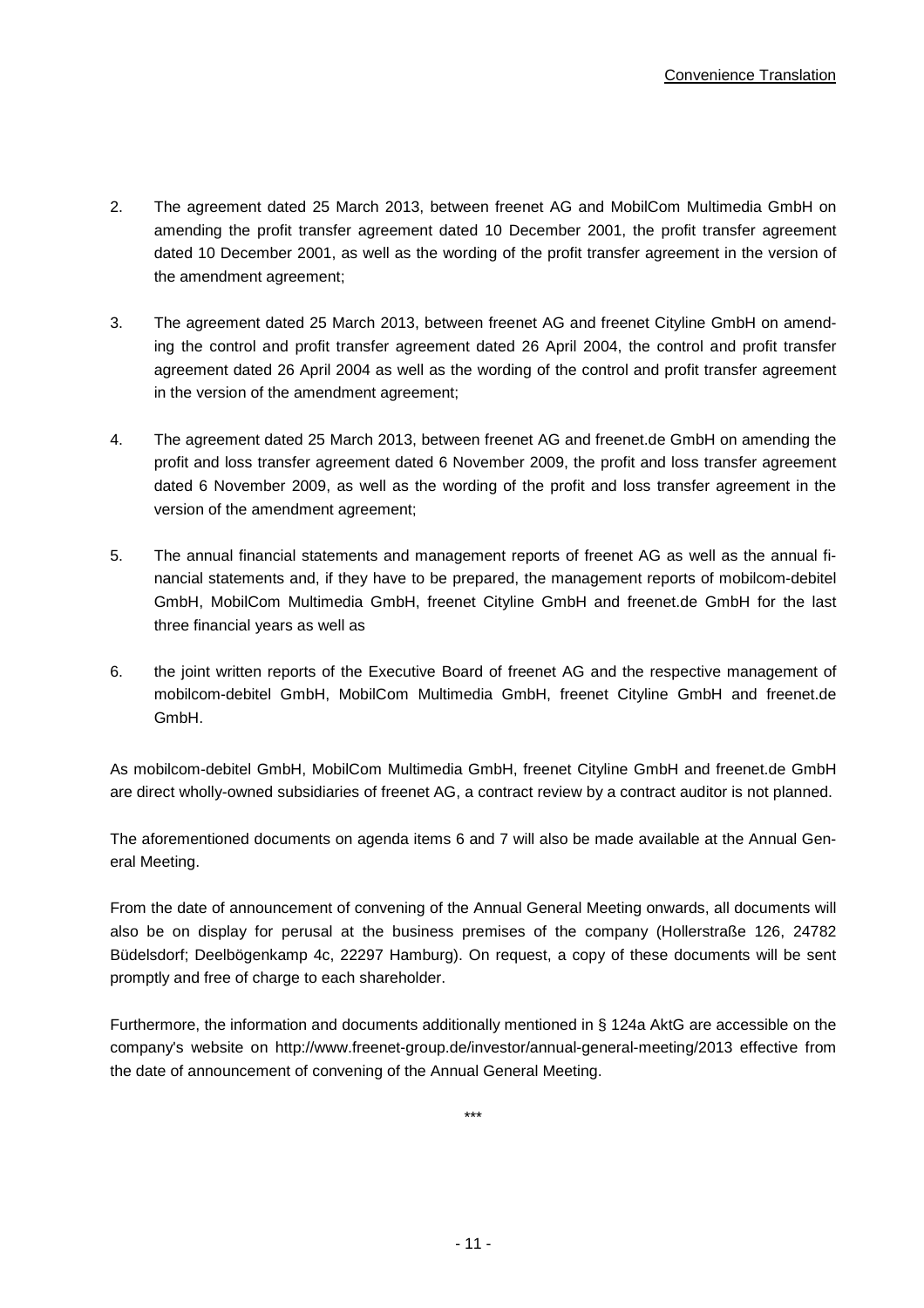2. The agreement dated 25 March 2013, between freenet AG and MobilCom Multimedia GmbH on amending the profit transfer agreement dated 10 December 2001, the profit transfer agreement dated 10 December 2001, as well as the wording of the profit transfer agreement in the version of the amendment agreement;

3. The agreement dated 25 March 2013, between freenet AG and freenet Cityline GmbH on amending the control and profit transfer agreement dated 26 April 2004, the control and profit transfer agreement dated 26 April 2004 as well as the wording of the control and profit transfer agreement in the version of the amendment agreement;

4. The agreement dated 25 March 2013, between freenet AG and freenet.de GmbH on amending the profit and loss transfer agreement dated 6 November 2009, the profit and loss transfer agreement dated 6 November 2009, as well as the wording of the profit and loss transfer agreement in the version of the amendment agreement;

5. The annual financial statements and management reports of freenet AG as well as the annual financial statements and, if they have to be prepared, the management reports of mobilcom-debitel GmbH, MobilCom Multimedia GmbH, freenet Cityline GmbH and freenet.de GmbH for the last three financial years as well as

6. the joint written reports of the Executive Board of freenet AG and the respective management of mobilcom-debitel GmbH, MobilCom Multimedia GmbH, freenet Cityline GmbH and freenet.de GmbH.

As mobilcom-debitel GmbH, MobilCom Multimedia GmbH, freenet Cityline GmbH and freenet.de GmbH are direct wholly-owned subsidiaries of freenet AG, a contract review by a contract auditor is not planned.

The aforementioned documents on agenda items 6 and 7 will also be made available at the Annual General Meeting.

From the date of announcement of convening of the Annual General Meeting onwards, all documents will also be on display for perusal at the business premises of the company (Hollerstraße 126, 24782 Büdelsdorf; Deelbögenkamp 4c, 22297 Hamburg). On request, a copy of these documents will be sent promptly and free of charge to each shareholder.

Furthermore, the information and documents additionally mentioned in § 124a AktG are accessible on the company's website on http://www.freenet-group.de/investor/annual-general-meeting/2013 effective from the date of announcement of convening of the Annual General Meeting.

***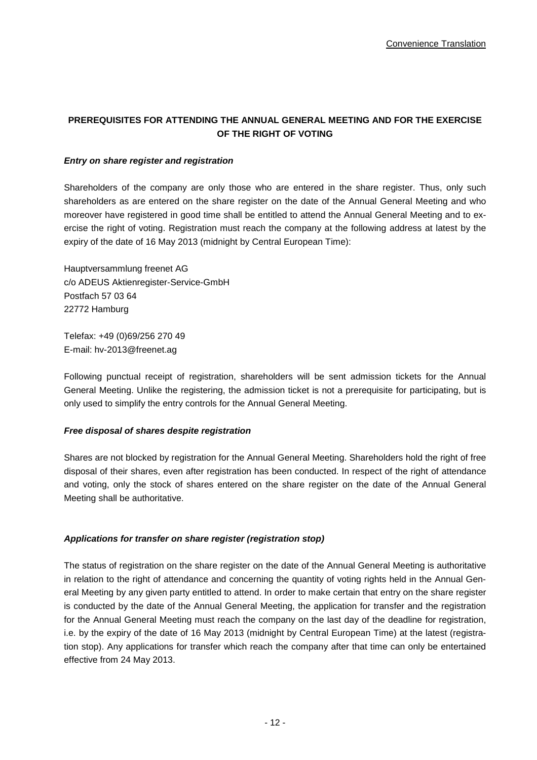Convenience Translation

## PREREQUISITES FOR ATTENDING THE ANNUAL GENERAL MEETING AND FOR THE EXERCISE OF THE RIGHT OF VOTING

***Entry on share register and registration***

Shareholders of the company are only those who are entered in the share register. Thus, only such shareholders as are entered on the share register on the date of the Annual General Meeting and who moreover have registered in good time shall be entitled to attend the Annual General Meeting and to exercise the right of voting. Registration must reach the company at the following address at latest by the expiry of the date of 16 May 2013 (midnight by Central European Time):

Hauptversammlung freenet AG
c/o ADEUS Aktienregister-Service-GmbH
Postfach 57 03 64
22772 Hamburg

Telefax: +49 (0)69/256 270 49
E-mail: hv-2013@freenet.ag

Following punctual receipt of registration, shareholders will be sent admission tickets for the Annual General Meeting. Unlike the registering, the admission ticket is not a prerequisite for participating, but is only used to simplify the entry controls for the Annual General Meeting.

***Free disposal of shares despite registration***

Shares are not blocked by registration for the Annual General Meeting. Shareholders hold the right of free disposal of their shares, even after registration has been conducted. In respect of the right of attendance and voting, only the stock of shares entered on the share register on the date of the Annual General Meeting shall be authoritative.

***Applications for transfer on share register (registration stop)***

The status of registration on the share register on the date of the Annual General Meeting is authoritative in relation to the right of attendance and concerning the quantity of voting rights held in the Annual General Meeting by any given party entitled to attend. In order to make certain that entry on the share register is conducted by the date of the Annual General Meeting, the application for transfer and the registration for the Annual General Meeting must reach the company on the last day of the deadline for registration, i.e. by the expiry of the date of 16 May 2013 (midnight by Central European Time) at the latest (registration stop). Any applications for transfer which reach the company after that time can only be entertained effective from 24 May 2013.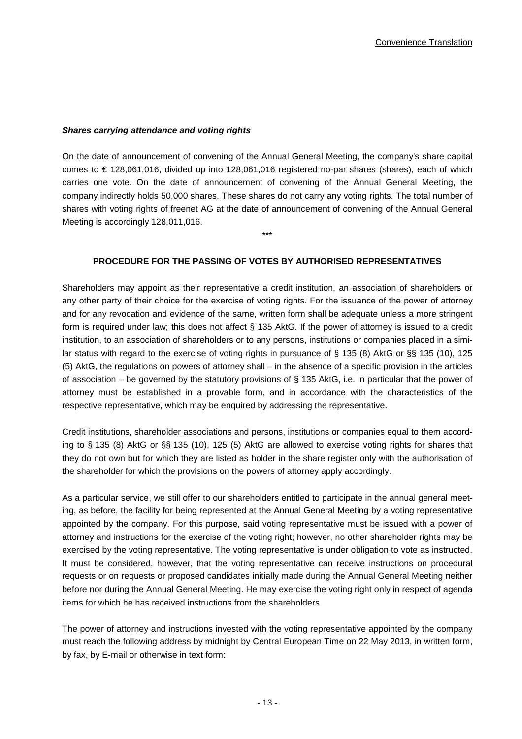Convenience Translation

***Shares carrying attendance and voting rights***

On the date of announcement of convening of the Annual General Meeting, the company's share capital comes to € 128,061,016, divided up into 128,061,016 registered no-par shares (shares), each of which carries one vote. On the date of announcement of convening of the Annual General Meeting, the company indirectly holds 50,000 shares. These shares do not carry any voting rights. The total number of shares with voting rights of freenet AG at the date of announcement of convening of the Annual General Meeting is accordingly 128,011,016.

***

**PROCEDURE FOR THE PASSING OF VOTES BY AUTHORISED REPRESENTATIVES**

Shareholders may appoint as their representative a credit institution, an association of shareholders or any other party of their choice for the exercise of voting rights. For the issuance of the power of attorney and for any revocation and evidence of the same, written form shall be adequate unless a more stringent form is required under law; this does not affect § 135 AktG. If the power of attorney is issued to a credit institution, to an association of shareholders or to any persons, institutions or companies placed in a similar status with regard to the exercise of voting rights in pursuance of § 135 (8) AktG or §§ 135 (10), 125 (5) AktG, the regulations on powers of attorney shall – in the absence of a specific provision in the articles of association – be governed by the statutory provisions of § 135 AktG, i.e. in particular that the power of attorney must be established in a provable form, and in accordance with the characteristics of the respective representative, which may be enquired by addressing the representative.

Credit institutions, shareholder associations and persons, institutions or companies equal to them according to § 135 (8) AktG or §§ 135 (10), 125 (5) AktG are allowed to exercise voting rights for shares that they do not own but for which they are listed as holder in the share register only with the authorisation of the shareholder for which the provisions on the powers of attorney apply accordingly.

As a particular service, we still offer to our shareholders entitled to participate in the annual general meeting, as before, the facility for being represented at the Annual General Meeting by a voting representative appointed by the company. For this purpose, said voting representative must be issued with a power of attorney and instructions for the exercise of the voting right; however, no other shareholder rights may be exercised by the voting representative. The voting representative is under obligation to vote as instructed. It must be considered, however, that the voting representative can receive instructions on procedural requests or on requests or proposed candidates initially made during the Annual General Meeting neither before nor during the Annual General Meeting. He may exercise the voting right only in respect of agenda items for which he has received instructions from the shareholders.

The power of attorney and instructions invested with the voting representative appointed by the company must reach the following address by midnight by Central European Time on 22 May 2013, in written form, by fax, by E-mail or otherwise in text form: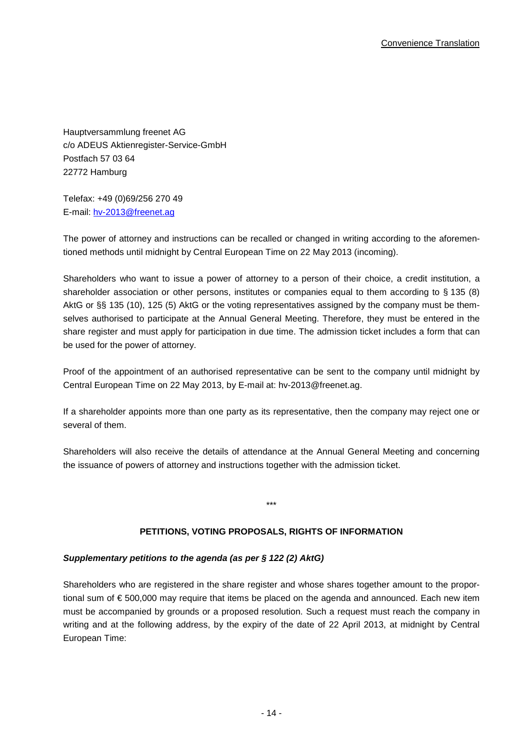Convenience Translation

Hauptversammlung freenet AG
c/o ADEUS Aktienregister-Service-GmbH
Postfach 57 03 64
22772 Hamburg

Telefax: +49 (0)69/256 270 49
E-mail: hv-2013@freenet.ag

The power of attorney and instructions can be recalled or changed in writing according to the aforementioned methods until midnight by Central European Time on 22 May 2013 (incoming).

Shareholders who want to issue a power of attorney to a person of their choice, a credit institution, a shareholder association or other persons, institutes or companies equal to them according to § 135 (8) AktG or §§ 135 (10), 125 (5) AktG or the voting representatives assigned by the company must be themselves authorised to participate at the Annual General Meeting. Therefore, they must be entered in the share register and must apply for participation in due time. The admission ticket includes a form that can be used for the power of attorney.

Proof of the appointment of an authorised representative can be sent to the company until midnight by Central European Time on 22 May 2013, by E-mail at: hv-2013@freenet.ag.

If a shareholder appoints more than one party as its representative, then the company may reject one or several of them.

Shareholders will also receive the details of attendance at the Annual General Meeting and concerning the issuance of powers of attorney and instructions together with the admission ticket.

\*\*\*

## PETITIONS, VOTING PROPOSALS, RIGHTS OF INFORMATION

### *Supplementary petitions to the agenda (as per § 122 (2) AktG)*

Shareholders who are registered in the share register and whose shares together amount to the proportional sum of € 500,000 may require that items be placed on the agenda and announced. Each new item must be accompanied by grounds or a proposed resolution. Such a request must reach the company in writing and at the following address, by the expiry of the date of 22 April 2013, at midnight by Central European Time: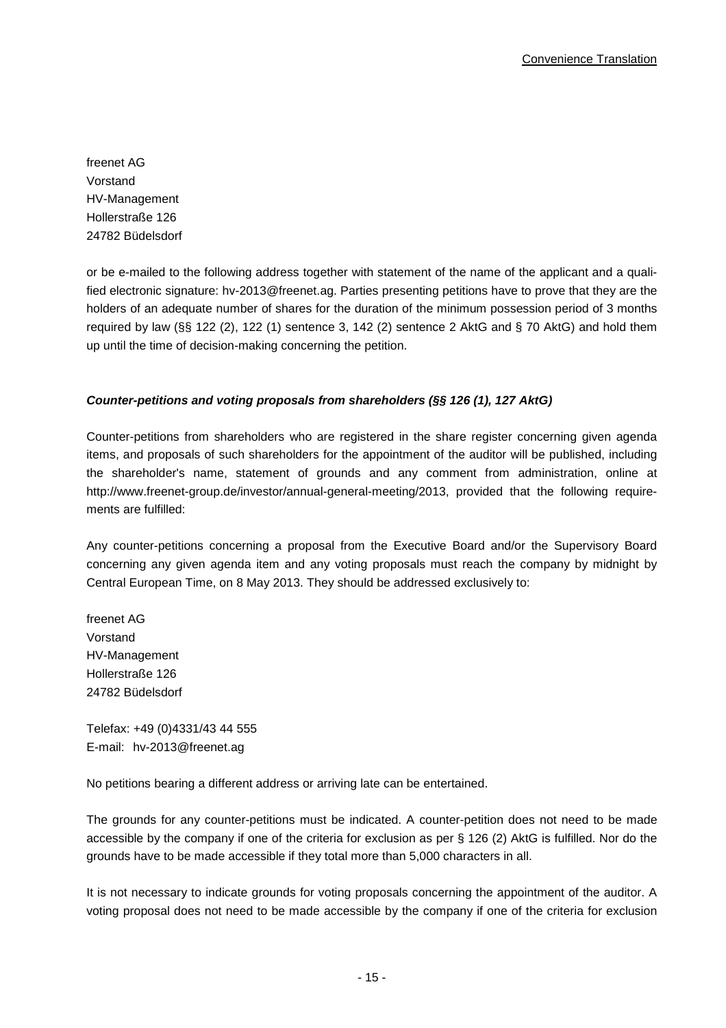freenet AG
Vorstand
HV-Management
Hollerstraße 126
24782 Büdelsdorf

or be e-mailed to the following address together with statement of the name of the applicant and a qualified electronic signature: hv-2013@freenet.ag. Parties presenting petitions have to prove that they are the holders of an adequate number of shares for the duration of the minimum possession period of 3 months required by law (§§ 122 (2), 122 (1) sentence 3, 142 (2) sentence 2 AktG and § 70 AktG) and hold them up until the time of decision-making concerning the petition.

***Counter-petitions and voting proposals from shareholders (§§ 126 (1), 127 AktG)***

Counter-petitions from shareholders who are registered in the share register concerning given agenda items, and proposals of such shareholders for the appointment of the auditor will be published, including the shareholder's name, statement of grounds and any comment from administration, online at http://www.freenet-group.de/investor/annual-general-meeting/2013, provided that the following requirements are fulfilled:

Any counter-petitions concerning a proposal from the Executive Board and/or the Supervisory Board concerning any given agenda item and any voting proposals must reach the company by midnight by Central European Time, on 8 May 2013. They should be addressed exclusively to:

freenet AG
Vorstand
HV-Management
Hollerstraße 126
24782 Büdelsdorf

Telefax: +49 (0)4331/43 44 555
E-mail: hv-2013@freenet.ag

No petitions bearing a different address or arriving late can be entertained.

The grounds for any counter-petitions must be indicated. A counter-petition does not need to be made accessible by the company if one of the criteria for exclusion as per § 126 (2) AktG is fulfilled. Nor do the grounds have to be made accessible if they total more than 5,000 characters in all.

It is not necessary to indicate grounds for voting proposals concerning the appointment of the auditor. A voting proposal does not need to be made accessible by the company if one of the criteria for exclusion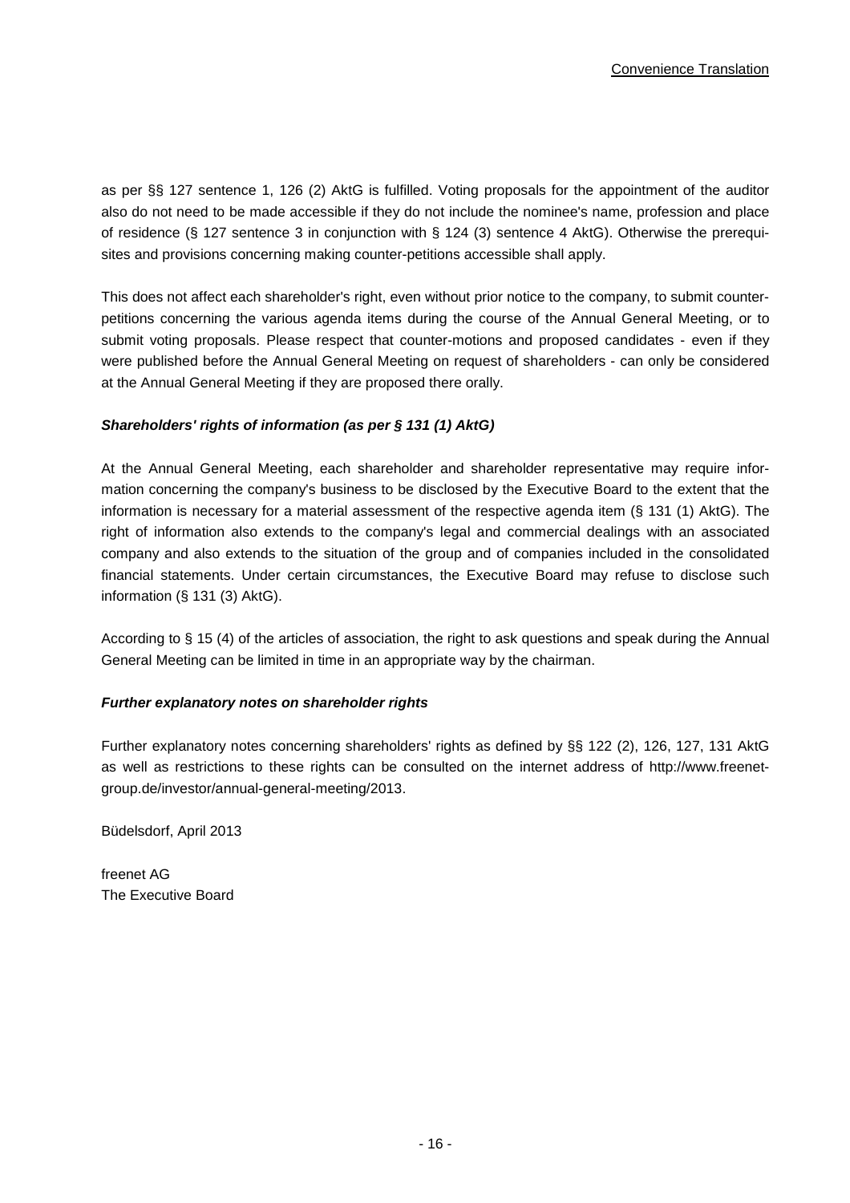as per §§ 127 sentence 1, 126 (2) AktG is fulfilled. Voting proposals for the appointment of the auditor also do not need to be made accessible if they do not include the nominee's name, profession and place of residence (§ 127 sentence 3 in conjunction with § 124 (3) sentence 4 AktG). Otherwise the prerequisites and provisions concerning making counter-petitions accessible shall apply.

This does not affect each shareholder's right, even without prior notice to the company, to submit counter-petitions concerning the various agenda items during the course of the Annual General Meeting, or to submit voting proposals. Please respect that counter-motions and proposed candidates - even if they were published before the Annual General Meeting on request of shareholders - can only be considered at the Annual General Meeting if they are proposed there orally.

***Shareholders' rights of information (as per § 131 (1) AktG)***

At the Annual General Meeting, each shareholder and shareholder representative may require information concerning the company's business to be disclosed by the Executive Board to the extent that the information is necessary for a material assessment of the respective agenda item (§ 131 (1) AktG). The right of information also extends to the company's legal and commercial dealings with an associated company and also extends to the situation of the group and of companies included in the consolidated financial statements. Under certain circumstances, the Executive Board may refuse to disclose such information (§ 131 (3) AktG).

According to § 15 (4) of the articles of association, the right to ask questions and speak during the Annual General Meeting can be limited in time in an appropriate way by the chairman.

***Further explanatory notes on shareholder rights***

Further explanatory notes concerning shareholders' rights as defined by §§ 122 (2), 126, 127, 131 AktG as well as restrictions to these rights can be consulted on the internet address of http://www.freenet-group.de/investor/annual-general-meeting/2013.

Büdelsdorf, April 2013

freenet AG
The Executive Board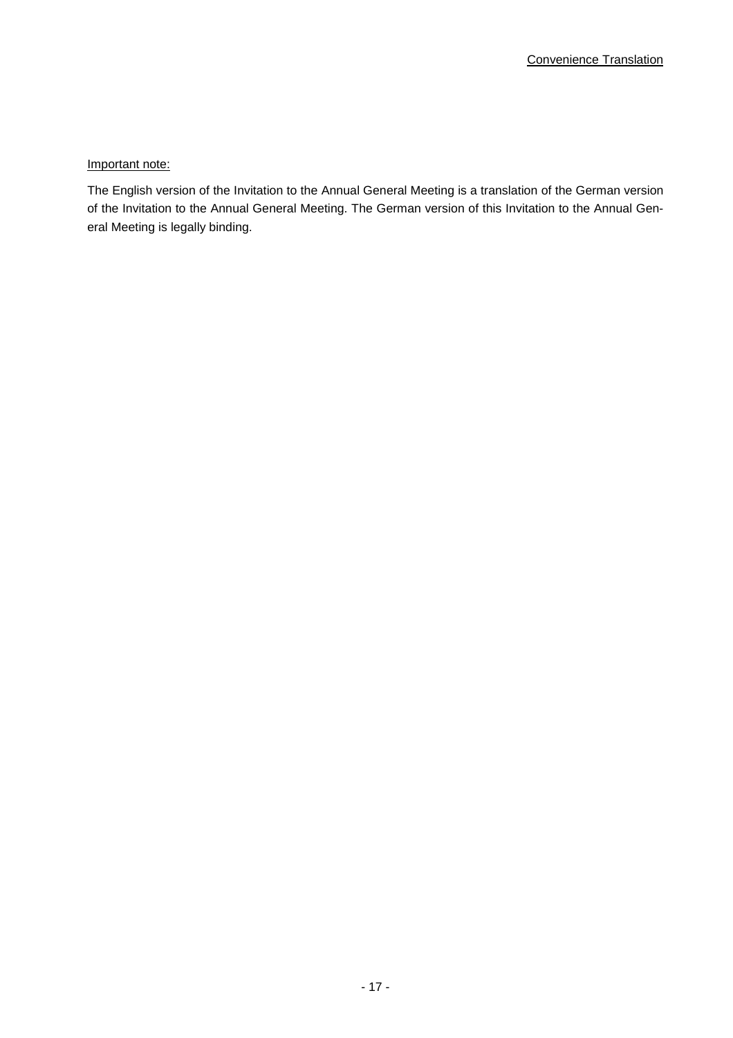Important note:

The English version of the Invitation to the Annual General Meeting is a translation of the German version of the Invitation to the Annual General Meeting. The German version of this Invitation to the Annual General Meeting is legally binding.